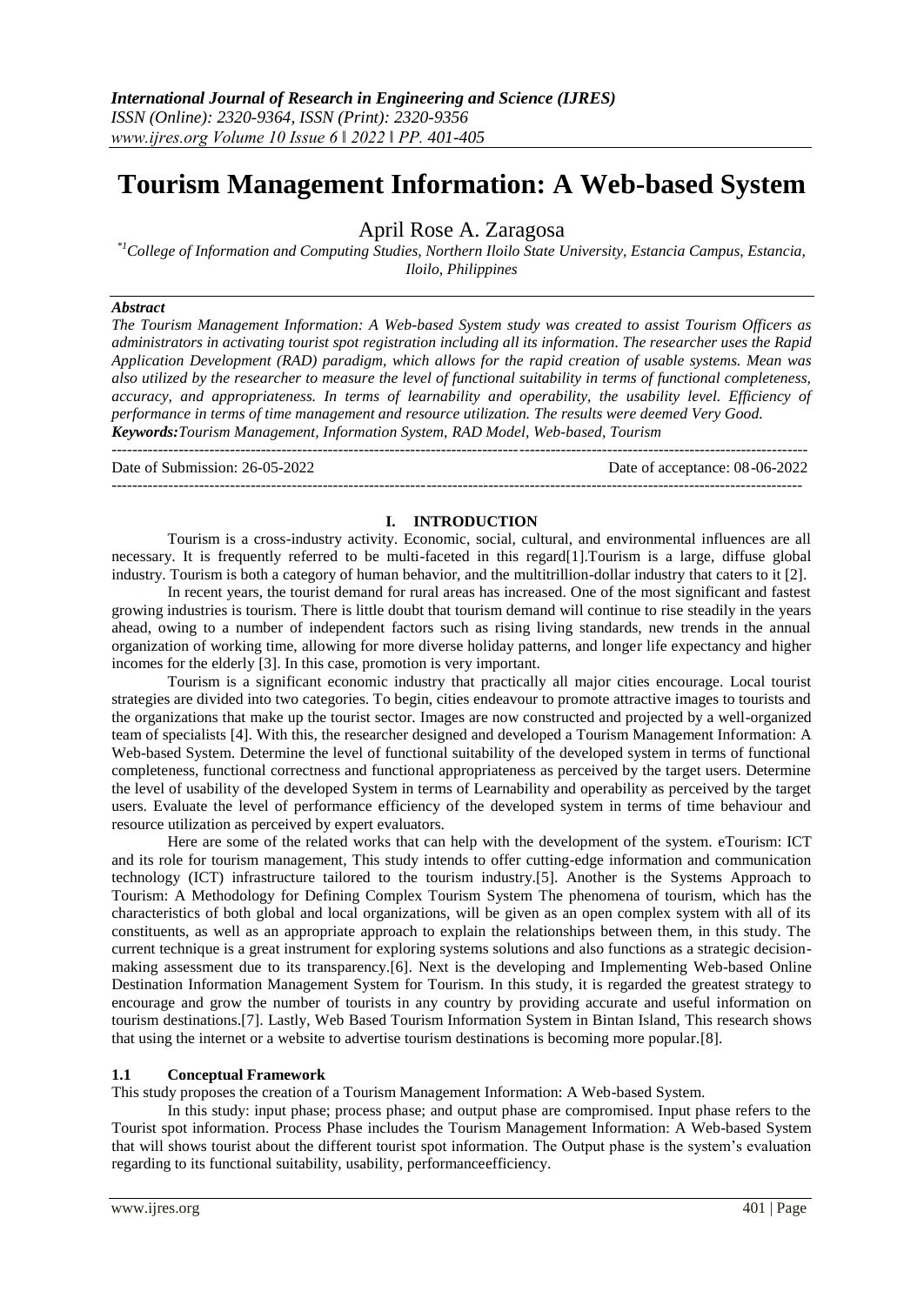# Tourism Management Information: A Web-based System

April Rose A. Zaragosa

*[1]College of Information and Computing Studies, Northern Iloilo State University, Estancia Campus, Estancia, Iloilo, Philippines*

***Abstract***

*The Tourism Management Information: A Web-based System study was created to assist Tourism Officers as administrators in activating tourist spot registration including all its information. The researcher uses the Rapid Application Development (RAD) paradigm, which allows for the rapid creation of usable systems. Mean was also utilized by the researcher to measure the level of functional suitability in terms of functional completeness, accuracy, and appropriateness. In terms of learnability and operability, the usability level. Efficiency of performance in terms of time management and resource utilization. The results were deemed Very Good.*

***Keywords:****Tourism Management, Information System, RAD Model, Web-based, Tourism*

Date of Submission: 26-05-2022 Date of acceptance: 08-06-2022

## I. INTRODUCTION

Tourism is a cross-industry activity. Economic, social, cultural, and environmental influences are all necessary. It is frequently referred to be multi-faceted in this regard[1].Tourism is a large, diffuse global industry. Tourism is both a category of human behavior, and the multitrillion-dollar industry that caters to it [2].

In recent years, the tourist demand for rural areas has increased. One of the most significant and fastest growing industries is tourism. There is little doubt that tourism demand will continue to rise steadily in the years ahead, owing to a number of independent factors such as rising living standards, new trends in the annual organization of working time, allowing for more diverse holiday patterns, and longer life expectancy and higher incomes for the elderly [3]. In this case, promotion is very important.

Tourism is a significant economic industry that practically all major cities encourage. Local tourist strategies are divided into two categories. To begin, cities endeavour to promote attractive images to tourists and the organizations that make up the tourist sector. Images are now constructed and projected by a well-organized team of specialists [4]. With this, the researcher designed and developed a Tourism Management Information: A Web-based System. Determine the level of functional suitability of the developed system in terms of functional completeness, functional correctness and functional appropriateness as perceived by the target users. Determine the level of usability of the developed System in terms of Learnability and operability as perceived by the target users. Evaluate the level of performance efficiency of the developed system in terms of time behaviour and resource utilization as perceived by expert evaluators.

Here are some of the related works that can help with the development of the system. eTourism: ICT and its role for tourism management, This study intends to offer cutting-edge information and communication technology (ICT) infrastructure tailored to the tourism industry.[5]. Another is the Systems Approach to Tourism: A Methodology for Defining Complex Tourism System The phenomena of tourism, which has the characteristics of both global and local organizations, will be given as an open complex system with all of its constituents, as well as an appropriate approach to explain the relationships between them, in this study. The current technique is a great instrument for exploring systems solutions and also functions as a strategic decision-making assessment due to its transparency.[6]. Next is the developing and Implementing Web-based Online Destination Information Management System for Tourism. In this study, it is regarded the greatest strategy to encourage and grow the number of tourists in any country by providing accurate and useful information on tourism destinations.[7]. Lastly, Web Based Tourism Information System in Bintan Island, This research shows that using the internet or a website to advertise tourism destinations is becoming more popular.[8].

### 1.1 Conceptual Framework

This study proposes the creation of a Tourism Management Information: A Web-based System.

In this study: input phase; process phase; and output phase are compromised. Input phase refers to the Tourist spot information. Process Phase includes the Tourism Management Information: A Web-based System that will shows tourist about the different tourist spot information. The Output phase is the system's evaluation regarding to its functional suitability, usability, performanceefficiency.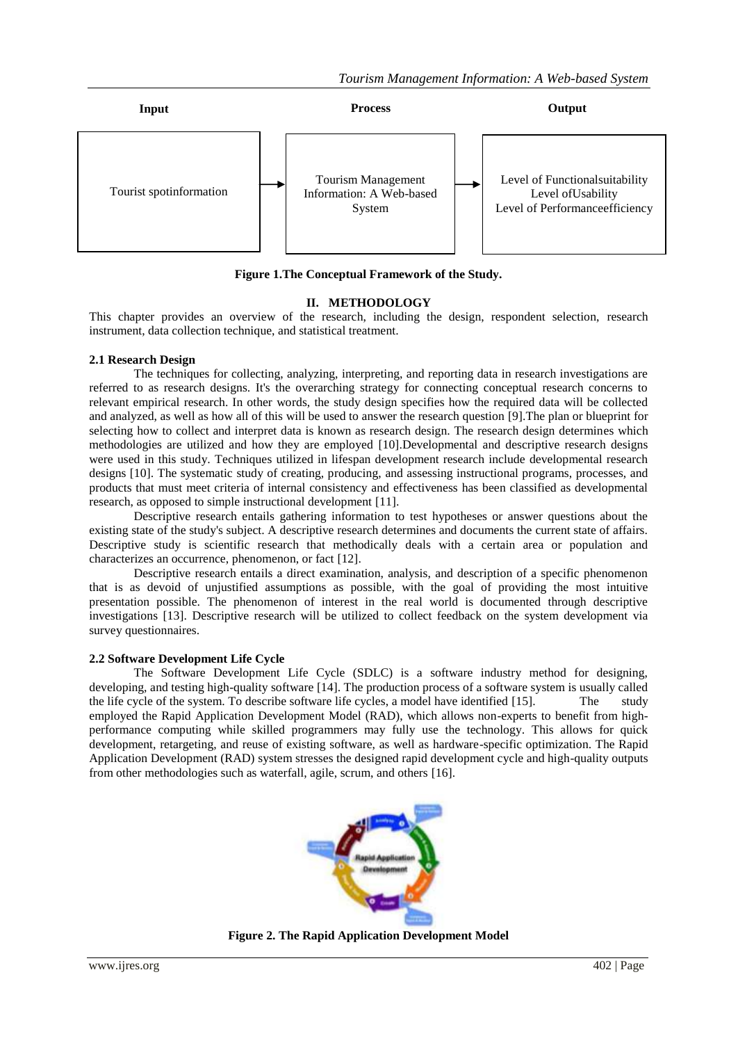| Input | Process | Output |
|---|---|---|
| Tourist spotinformation | Tourism Management Information: A Web-based System | Level of Functionalsuitability<br>Level ofUsability<br>Level of Performanceefficiency |

**Figure 1.The Conceptual Framework of the Study.**

## II. METHODOLOGY

This chapter provides an overview of the research, including the design, respondent selection, research instrument, data collection technique, and statistical treatment.

### 2.1 Research Design

The techniques for collecting, analyzing, interpreting, and reporting data in research investigations are referred to as research designs. It's the overarching strategy for connecting conceptual research concerns to relevant empirical research. In other words, the study design specifies how the required data will be collected and analyzed, as well as how all of this will be used to answer the research question [9].The plan or blueprint for selecting how to collect and interpret data is known as research design. The research design determines which methodologies are utilized and how they are employed [10].Developmental and descriptive research designs were used in this study. Techniques utilized in lifespan development research include developmental research designs [10]. The systematic study of creating, producing, and assessing instructional programs, processes, and products that must meet criteria of internal consistency and effectiveness has been classified as developmental research, as opposed to simple instructional development [11].

Descriptive research entails gathering information to test hypotheses or answer questions about the existing state of the study's subject. A descriptive research determines and documents the current state of affairs. Descriptive study is scientific research that methodically deals with a certain area or population and characterizes an occurrence, phenomenon, or fact [12].

Descriptive research entails a direct examination, analysis, and description of a specific phenomenon that is as devoid of unjustified assumptions as possible, with the goal of providing the most intuitive presentation possible. The phenomenon of interest in the real world is documented through descriptive investigations [13]. Descriptive research will be utilized to collect feedback on the system development via survey questionnaires.

### 2.2 Software Development Life Cycle

The Software Development Life Cycle (SDLC) is a software industry method for designing, developing, and testing high-quality software [14]. The production process of a software system is usually called the life cycle of the system. To describe software life cycles, a model have identified [15]. The study employed the Rapid Application Development Model (RAD), which allows non-experts to benefit from high-performance computing while skilled programmers may fully use the technology. This allows for quick development, retargeting, and reuse of existing software, as well as hardware-specific optimization. The Rapid Application Development (RAD) system stresses the designed rapid development cycle and high-quality outputs from other methodologies such as waterfall, agile, scrum, and others [16].

**Figure 2. The Rapid Application Development Model**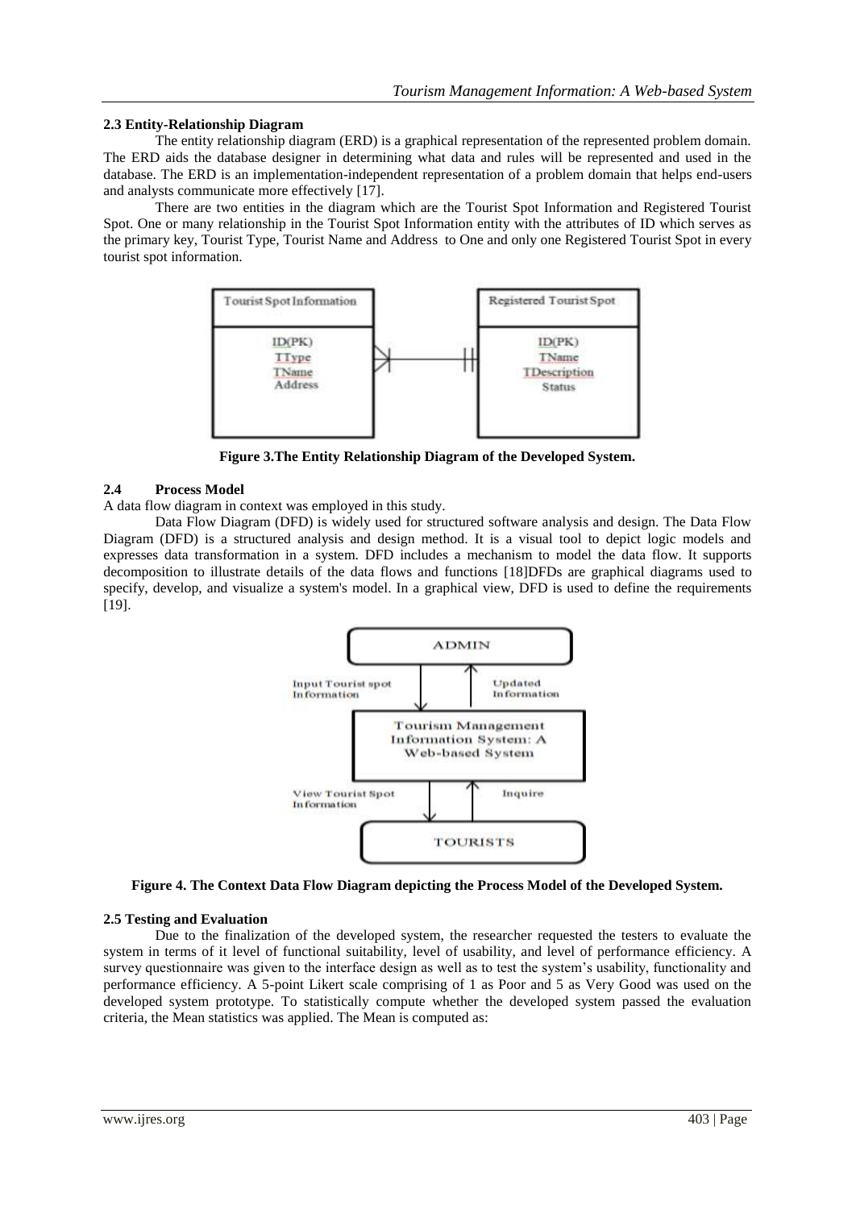### 2.3 Entity-Relationship Diagram

The entity relationship diagram (ERD) is a graphical representation of the represented problem domain. The ERD aids the database designer in determining what data and rules will be represented and used in the database. The ERD is an implementation-independent representation of a problem domain that helps end-users and analysts communicate more effectively [17].

There are two entities in the diagram which are the Tourist Spot Information and Registered Tourist Spot. One or many relationship in the Tourist Spot Information entity with the attributes of ID which serves as the primary key, Tourist Type, Tourist Name and Address to One and only one Registered Tourist Spot in every tourist spot information.

**Figure 3.The Entity Relationship Diagram of the Developed System.**

### 2.4 Process Model

A data flow diagram in context was employed in this study.

Data Flow Diagram (DFD) is widely used for structured software analysis and design. The Data Flow Diagram (DFD) is a structured analysis and design method. It is a visual tool to depict logic models and expresses data transformation in a system. DFD includes a mechanism to model the data flow. It supports decomposition to illustrate details of the data flows and functions [18]DFDs are graphical diagrams used to specify, develop, and visualize a system's model. In a graphical view, DFD is used to define the requirements [19].

**Figure 4. The Context Data Flow Diagram depicting the Process Model of the Developed System.**

### 2.5 Testing and Evaluation

Due to the finalization of the developed system, the researcher requested the testers to evaluate the system in terms of it level of functional suitability, level of usability, and level of performance efficiency. A survey questionnaire was given to the interface design as well as to test the system's usability, functionality and performance efficiency. A 5-point Likert scale comprising of 1 as Poor and 5 as Very Good was used on the developed system prototype. To statistically compute whether the developed system passed the evaluation criteria, the Mean statistics was applied. The Mean is computed as: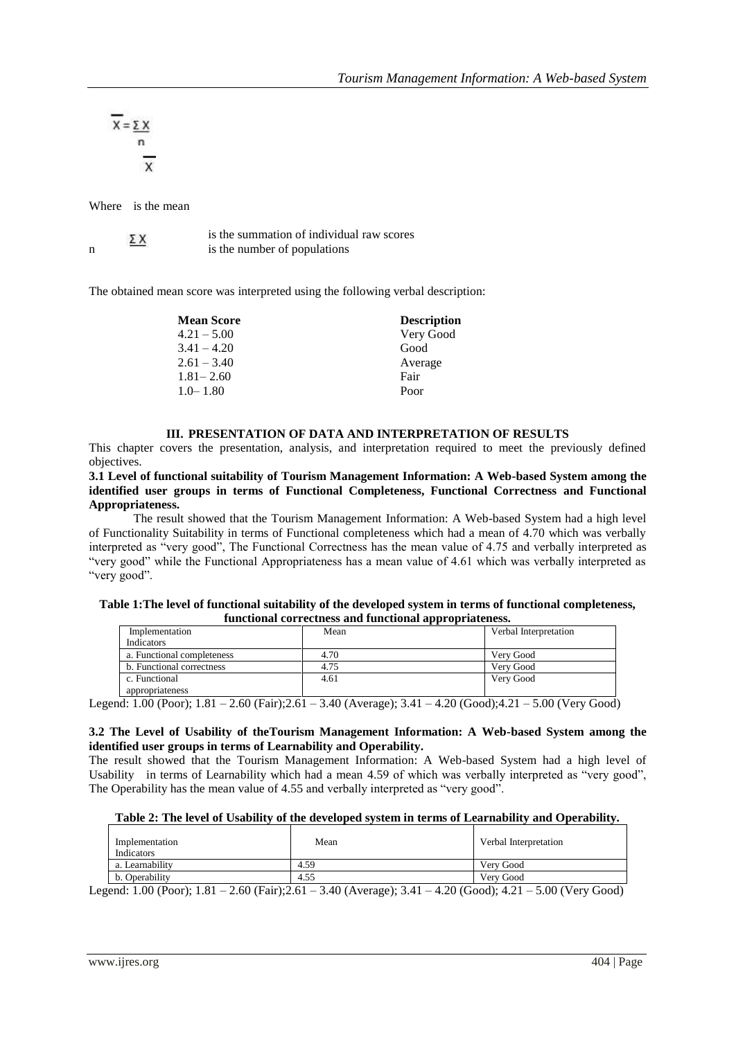$$\bar{X} = \frac{\Sigma X}{n}$$

Where $\bar{X}$ is the mean

$\Sigma X$ is the summation of individual raw scores

n is the number of populations

The obtained mean score was interpreted using the following verbal description:

| Mean Score | Description |
|---|---|
| 4.21 – 5.00 | Very Good |
| 3.41 – 4.20 | Good |
| 2.61 – 3.40 | Average |
| 1.81– 2.60 | Fair |
| 1.0– 1.80 | Poor |

## III. PRESENTATION OF DATA AND INTERPRETATION OF RESULTS

This chapter covers the presentation, analysis, and interpretation required to meet the previously defined objectives.

**3.1 Level of functional suitability of Tourism Management Information: A Web-based System among the identified user groups in terms of Functional Completeness, Functional Correctness and Functional Appropriateness.**

The result showed that the Tourism Management Information: A Web-based System had a high level of Functionality Suitability in terms of Functional completeness which had a mean of 4.70 which was verbally interpreted as "very good", The Functional Correctness has the mean value of 4.75 and verbally interpreted as "very good" while the Functional Appropriateness has a mean value of 4.61 which was verbally interpreted as "very good".

**Table 1:The level of functional suitability of the developed system in terms of functional completeness, functional correctness and functional appropriateness.**

| Implementation Indicators | Mean | Verbal Interpretation |
|---|---|---|
| a. Functional completeness | 4.70 | Very Good |
| b. Functional correctness | 4.75 | Very Good |
| c. Functional appropriateness | 4.61 | Very Good |

Legend: 1.00 (Poor); 1.81 – 2.60 (Fair);2.61 – 3.40 (Average); 3.41 – 4.20 (Good);4.21 – 5.00 (Very Good)

**3.2 The Level of Usability of theTourism Management Information: A Web-based System among the identified user groups in terms of Learnability and Operability.**

The result showed that the Tourism Management Information: A Web-based System had a high level of Usability in terms of Learnability which had a mean 4.59 of which was verbally interpreted as "very good", The Operability has the mean value of 4.55 and verbally interpreted as "very good".

**Table 2: The level of Usability of the developed system in terms of Learnability and Operability.**

| Implementation Indicators | Mean | Verbal Interpretation |
|---|---|---|
| a. Learnability | 4.59 | Very Good |
| b. Operability | 4.55 | Very Good |

Legend: 1.00 (Poor); 1.81 – 2.60 (Fair);2.61 – 3.40 (Average); 3.41 – 4.20 (Good); 4.21 – 5.00 (Very Good)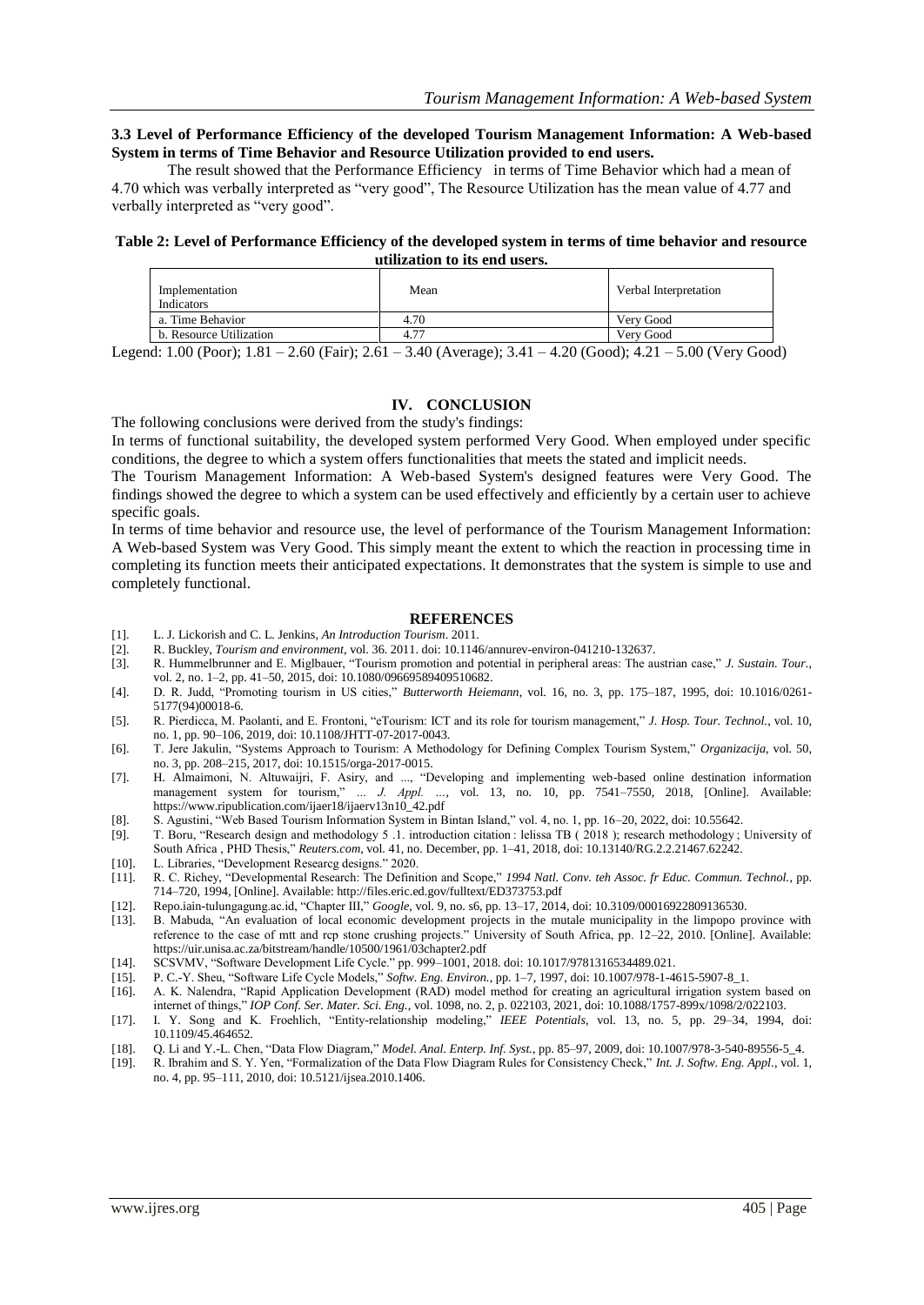### 3.3 Level of Performance Efficiency of the developed Tourism Management Information: A Web-based System in terms of Time Behavior and Resource Utilization provided to end users.

The result showed that the Performance Efficiency in terms of Time Behavior which had a mean of 4.70 which was verbally interpreted as "very good", The Resource Utilization has the mean value of 4.77 and verbally interpreted as "very good".

**Table 2: Level of Performance Efficiency of the developed system in terms of time behavior and resource utilization to its end users.**

| Implementation Indicators | Mean | Verbal Interpretation |
|---|---|---|
| a. Time Behavior | 4.70 | Very Good |
| b. Resource Utilization | 4.77 | Very Good |

Legend: 1.00 (Poor); 1.81 – 2.60 (Fair); 2.61 – 3.40 (Average); 3.41 – 4.20 (Good); 4.21 – 5.00 (Very Good)

## IV. CONCLUSION

The following conclusions were derived from the study's findings:

In terms of functional suitability, the developed system performed Very Good. When employed under specific conditions, the degree to which a system offers functionalities that meets the stated and implicit needs.

The Tourism Management Information: A Web-based System's designed features were Very Good. The findings showed the degree to which a system can be used effectively and efficiently by a certain user to achieve specific goals.

In terms of time behavior and resource use, the level of performance of the Tourism Management Information: A Web-based System was Very Good. This simply meant the extent to which the reaction in processing time in completing its function meets their anticipated expectations. It demonstrates that the system is simple to use and completely functional.

## REFERENCES

[1]. L. J. Lickorish and C. L. Jenkins, *An Introduction Tourism*. 2011.

[2]. R. Buckley, *Tourism and environment*, vol. 36. 2011. doi: 10.1146/annurev-environ-041210-132637.

[3]. R. Hummelbrunner and E. Miglbauer, "Tourism promotion and potential in peripheral areas: The austrian case," *J. Sustain. Tour.*, vol. 2, no. 1–2, pp. 41–50, 2015, doi: 10.1080/09669589409510682.

[4]. D. R. Judd, "Promoting tourism in US cities," *Butterworth Heiemann*, vol. 16, no. 3, pp. 175–187, 1995, doi: 10.1016/0261-5177(94)00018-6.

[5]. R. Pierdicca, M. Paolanti, and E. Frontoni, "eTourism: ICT and its role for tourism management," *J. Hosp. Tour. Technol.*, vol. 10, no. 1, pp. 90–106, 2019, doi: 10.1108/JHTT-07-2017-0043.

[6]. T. Jere Jakulin, "Systems Approach to Tourism: A Methodology for Defining Complex Tourism System," *Organizacija*, vol. 50, no. 3, pp. 208–215, 2017, doi: 10.1515/orga-2017-0015.

[7]. H. Almaimoni, N. Altuwaijri, F. Asiry, and ..., "Developing and implementing web-based online destination information management system for tourism," *... J. Appl. ...*, vol. 13, no. 10, pp. 7541–7550, 2018, [Online]. Available: https://www.ripublication.com/ijaer18/ijaerv13n10_42.pdf

[8]. S. Agustini, "Web Based Tourism Information System in Bintan Island," vol. 4, no. 1, pp. 16–20, 2022, doi: 10.55642.

[9]. T. Boru, "Research design and methodology 5 .1. introduction citation : lelissa TB ( 2018 ); research methodology ; University of South Africa , PHD Thesis," *Reuters.com*, vol. 41, no. December, pp. 1–41, 2018, doi: 10.13140/RG.2.2.21467.62242.

[10]. L. Libraries, "Development Researcg designs." 2020.

[11]. R. C. Richey, "Developmental Research: The Definition and Scope," *1994 Natl. Conv. teh Assoc. fr Educ. Commun. Technol.*, pp. 714–720, 1994, [Online]. Available: http://files.eric.ed.gov/fulltext/ED373753.pdf

[12]. Repo.iain-tulungagung.ac.id, "Chapter III," *Google*, vol. 9, no. s6, pp. 13–17, 2014, doi: 10.3109/00016922809136530.

[13]. B. Mabuda, "An evaluation of local economic development projects in the mutale municipality in the limpopo province with reference to the case of mtt and rcp stone crushing projects." University of South Africa, pp. 12–22, 2010. [Online]. Available: https://uir.unisa.ac.za/bitstream/handle/10500/1961/03chapter2.pdf

[14]. SCSVMV, "Software Development Life Cycle." pp. 999–1001, 2018. doi: 10.1017/9781316534489.021.

[15]. P. C.-Y. Sheu, "Software Life Cycle Models," *Softw. Eng. Environ.*, pp. 1–7, 1997, doi: 10.1007/978-1-4615-5907-8_1.

[16]. A. K. Nalendra, "Rapid Application Development (RAD) model method for creating an agricultural irrigation system based on internet of things," *IOP Conf. Ser. Mater. Sci. Eng.*, vol. 1098, no. 2, p. 022103, 2021, doi: 10.1088/1757-899x/1098/2/022103.

[17]. I. Y. Song and K. Froehlich, "Entity-relationship modeling," *IEEE Potentials*, vol. 13, no. 5, pp. 29–34, 1994, doi: 10.1109/45.464652.

[18]. Q. Li and Y.-L. Chen, "Data Flow Diagram," *Model. Anal. Enterp. Inf. Syst.*, pp. 85–97, 2009, doi: 10.1007/978-3-540-89556-5_4.

[19]. R. Ibrahim and S. Y. Yen, "Formalization of the Data Flow Diagram Rules for Consistency Check," *Int. J. Softw. Eng. Appl.*, vol. 1, no. 4, pp. 95–111, 2010, doi: 10.5121/ijsea.2010.1406.